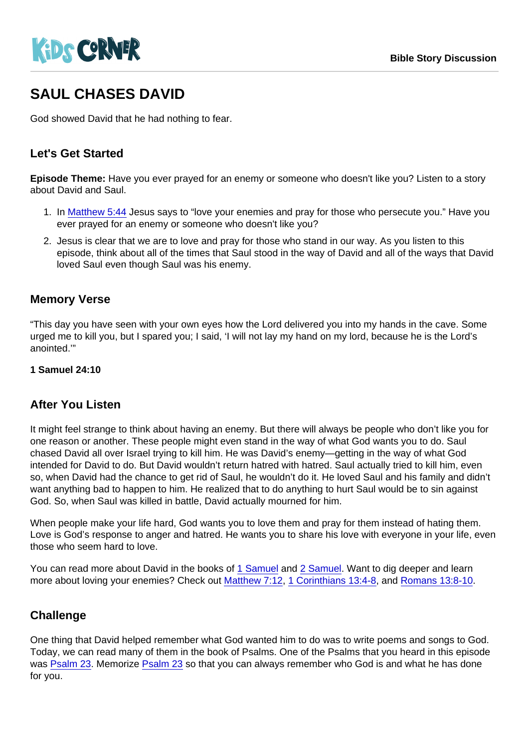KiDS CORNER

Bible Story Discussion

# SAUL CHASES DAVID

God showed David that he had nothing to fear.

## Let's Get Started

**Episode Theme:** Have you ever prayed for an enemy or someone who doesn't like you? Listen to a story about David and Saul.

1. In Matthew 5:44 Jesus says to "love your enemies and pray for those who persecute you." Have you ever prayed for an enemy or someone who doesn't like you?
2. Jesus is clear that we are to love and pray for those who stand in our way. As you listen to this episode, think about all of the times that Saul stood in the way of David and all of the ways that David loved Saul even though Saul was his enemy.

## Memory Verse

"This day you have seen with your own eyes how the Lord delivered you into my hands in the cave. Some urged me to kill you, but I spared you; I said, 'I will not lay my hand on my lord, because he is the Lord's anointed.'"

**1 Samuel 24:10**

## After You Listen

It might feel strange to think about having an enemy. But there will always be people who don't like you for one reason or another. These people might even stand in the way of what God wants you to do. Saul chased David all over Israel trying to kill him. He was David's enemy—getting in the way of what God intended for David to do. But David wouldn't return hatred with hatred. Saul actually tried to kill him, even so, when David had the chance to get rid of Saul, he wouldn't do it. He loved Saul and his family and didn't want anything bad to happen to him. He realized that to do anything to hurt Saul would be to sin against God. So, when Saul was killed in battle, David actually mourned for him.

When people make your life hard, God wants you to love them and pray for them instead of hating them. Love is God's response to anger and hatred. He wants you to share his love with everyone in your life, even those who seem hard to love.

You can read more about David in the books of 1 Samuel and 2 Samuel. Want to dig deeper and learn more about loving your enemies? Check out Matthew 7:12, 1 Corinthians 13:4-8, and Romans 13:8-10.

## Challenge

One thing that David helped remember what God wanted him to do was to write poems and songs to God. Today, we can read many of them in the book of Psalms. One of the Psalms that you heard in this episode was Psalm 23. Memorize Psalm 23 so that you can always remember who God is and what he has done for you.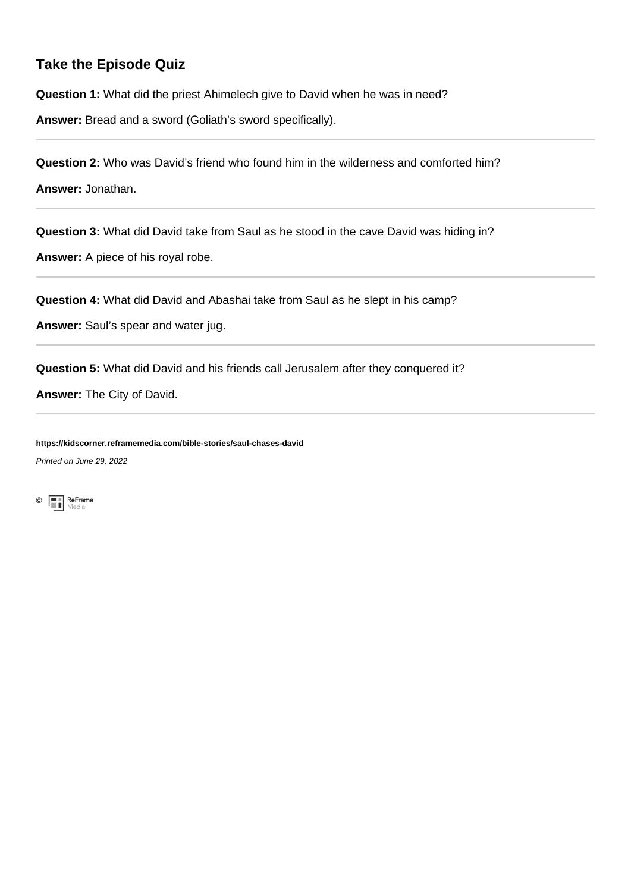## Take the Episode Quiz

**Question 1:** What did the priest Ahimelech give to David when he was in need?

**Answer:** Bread and a sword (Goliath's sword specifically).

---

**Question 2:** Who was David's friend who found him in the wilderness and comforted him?

**Answer:** Jonathan.

---

**Question 3:** What did David take from Saul as he stood in the cave David was hiding in?

**Answer:** A piece of his royal robe.

---

**Question 4:** What did David and Abashai take from Saul as he slept in his camp?

**Answer:** Saul's spear and water jug.

---

**Question 5:** What did David and his friends call Jerusalem after they conquered it?

**Answer:** The City of David.

---

**https://kidscorner.reframemedia.com/bible-stories/saul-chases-david**

*Printed on June 29, 2022*

© ReFrame Media